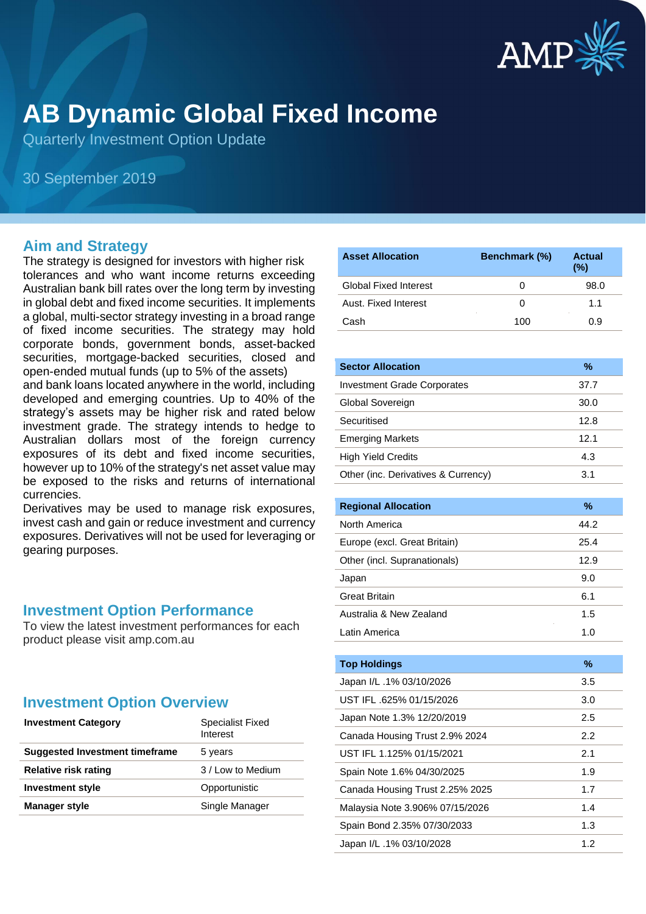# AB Dynamic Global Fixed Income

Quarterly Investment Option Update

30 September 2019

## Aim and Strategy

The strategy is designed for investors with higher risk tolerances and who want income returns exceeding Australian bank bill rates over the long term by investing in global debt and fixed income securities. It implements a global, multi-sector strategy investing in a broad range of fixed income securities. The strategy may hold corporate bonds, government bonds, asset-backed securities, mortgage-backed securities, closed and open-ended mutual funds (up to 5% of the assets) and bank loans located anywhere in the world, including developed and emerging countries. Up to 40% of the strategy's assets may be higher risk and rated below investment grade. The strategy intends to hedge to Australian dollars most of the foreign currency exposures of its debt and fixed income securities, however up to 10% of the strategy's net asset value may be exposed to the risks and returns of international currencies.

Derivatives may be used to manage risk exposures, invest cash and gain or reduce investment and currency exposures. Derivatives will not be used for leveraging or gearing purposes.

## Investment Option Performance

To view the latest investment performances for each product please visit amp.com.au

## Investment Option Overview

| Investment Category | Specialist Fixed Interest |
|---|---|
| Suggested Investment timeframe | 5 years |
| Relative risk rating | 3 / Low to Medium |
| Investment style | Opportunistic |
| Manager style | Single Manager |

| Asset Allocation | Benchmark (%) | Actual (%) |
|---|---|---|
| Global Fixed Interest | 0 | 98.0 |
| Aust. Fixed Interest | 0 | 1.1 |
| Cash | 100 | 0.9 |

| Sector Allocation | % |
|---|---|
| Investment Grade Corporates | 37.7 |
| Global Sovereign | 30.0 |
| Securitised | 12.8 |
| Emerging Markets | 12.1 |
| High Yield Credits | 4.3 |
| Other (inc. Derivatives & Currency) | 3.1 |

| Regional Allocation | % |
|---|---|
| North America | 44.2 |
| Europe (excl. Great Britain) | 25.4 |
| Other (incl. Supranationals) | 12.9 |
| Japan | 9.0 |
| Great Britain | 6.1 |
| Australia & New Zealand | 1.5 |
| Latin America | 1.0 |

| Top Holdings | % |
|---|---|
| Japan I/L .1% 03/10/2026 | 3.5 |
| UST IFL .625% 01/15/2026 | 3.0 |
| Japan Note 1.3% 12/20/2019 | 2.5 |
| Canada Housing Trust 2.9% 2024 | 2.2 |
| UST IFL 1.125% 01/15/2021 | 2.1 |
| Spain Note 1.6% 04/30/2025 | 1.9 |
| Canada Housing Trust 2.25% 2025 | 1.7 |
| Malaysia Note 3.906% 07/15/2026 | 1.4 |
| Spain Bond 2.35% 07/30/2033 | 1.3 |
| Japan I/L .1% 03/10/2028 | 1.2 |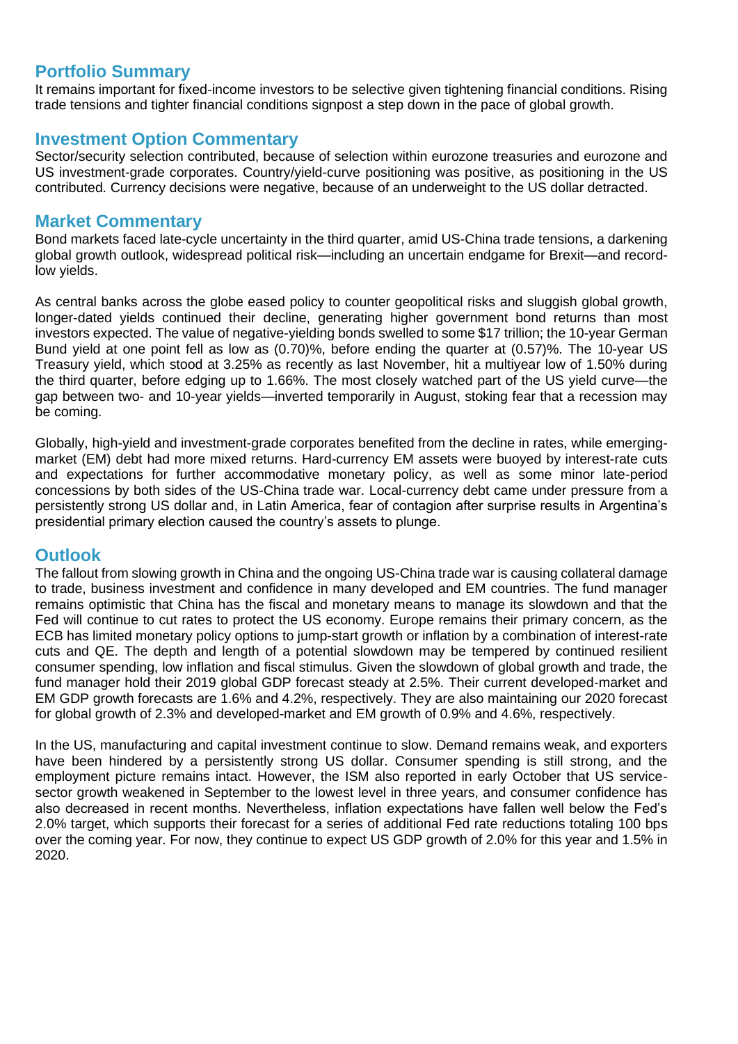## Portfolio Summary

It remains important for fixed-income investors to be selective given tightening financial conditions. Rising trade tensions and tighter financial conditions signpost a step down in the pace of global growth.

## Investment Option Commentary

Sector/security selection contributed, because of selection within eurozone treasuries and eurozone and US investment-grade corporates. Country/yield-curve positioning was positive, as positioning in the US contributed. Currency decisions were negative, because of an underweight to the US dollar detracted.

## Market Commentary

Bond markets faced late-cycle uncertainty in the third quarter, amid US-China trade tensions, a darkening global growth outlook, widespread political risk—including an uncertain endgame for Brexit—and record-low yields.

As central banks across the globe eased policy to counter geopolitical risks and sluggish global growth, longer-dated yields continued their decline, generating higher government bond returns than most investors expected. The value of negative-yielding bonds swelled to some $17 trillion; the 10-year German Bund yield at one point fell as low as (0.70)%, before ending the quarter at (0.57)%. The 10-year US Treasury yield, which stood at 3.25% as recently as last November, hit a multiyear low of 1.50% during the third quarter, before edging up to 1.66%. The most closely watched part of the US yield curve—the gap between two- and 10-year yields—inverted temporarily in August, stoking fear that a recession may be coming.

Globally, high-yield and investment-grade corporates benefited from the decline in rates, while emerging-market (EM) debt had more mixed returns. Hard-currency EM assets were buoyed by interest-rate cuts and expectations for further accommodative monetary policy, as well as some minor late-period concessions by both sides of the US-China trade war. Local-currency debt came under pressure from a persistently strong US dollar and, in Latin America, fear of contagion after surprise results in Argentina's presidential primary election caused the country's assets to plunge.

## Outlook

The fallout from slowing growth in China and the ongoing US-China trade war is causing collateral damage to trade, business investment and confidence in many developed and EM countries. The fund manager remains optimistic that China has the fiscal and monetary means to manage its slowdown and that the Fed will continue to cut rates to protect the US economy. Europe remains their primary concern, as the ECB has limited monetary policy options to jump-start growth or inflation by a combination of interest-rate cuts and QE. The depth and length of a potential slowdown may be tempered by continued resilient consumer spending, low inflation and fiscal stimulus. Given the slowdown of global growth and trade, the fund manager hold their 2019 global GDP forecast steady at 2.5%. Their current developed-market and EM GDP growth forecasts are 1.6% and 4.2%, respectively. They are also maintaining our 2020 forecast for global growth of 2.3% and developed-market and EM growth of 0.9% and 4.6%, respectively.

In the US, manufacturing and capital investment continue to slow. Demand remains weak, and exporters have been hindered by a persistently strong US dollar. Consumer spending is still strong, and the employment picture remains intact. However, the ISM also reported in early October that US service-sector growth weakened in September to the lowest level in three years, and consumer confidence has also decreased in recent months. Nevertheless, inflation expectations have fallen well below the Fed's 2.0% target, which supports their forecast for a series of additional Fed rate reductions totaling 100 bps over the coming year. For now, they continue to expect US GDP growth of 2.0% for this year and 1.5% in 2020.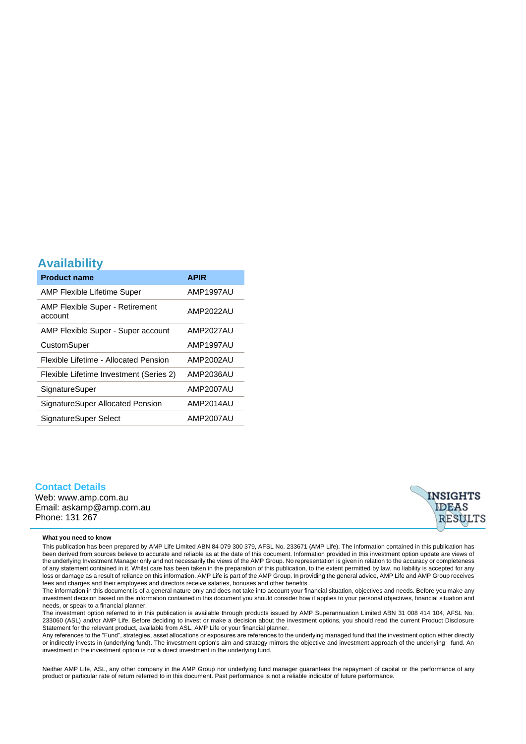## Availability

| Product name | APIR |
|---|---|
| AMP Flexible Lifetime Super | AMP1997AU |
| AMP Flexible Super - Retirement account | AMP2022AU |
| AMP Flexible Super - Super account | AMP2027AU |
| CustomSuper | AMP1997AU |
| Flexible Lifetime - Allocated Pension | AMP2002AU |
| Flexible Lifetime Investment (Series 2) | AMP2036AU |
| SignatureSuper | AMP2007AU |
| SignatureSuper Allocated Pension | AMP2014AU |
| SignatureSuper Select | AMP2007AU |

### Contact Details

Web: www.amp.com.au
Email: askamp@amp.com.au
Phone: 131 267

INSIGHTS
IDEAS
RESULTS

**What you need to know**

This publication has been prepared by AMP Life Limited ABN 84 079 300 379, AFSL No. 233671 (AMP Life). The information contained in this publication has been derived from sources believe to accurate and reliable as at the date of this document. Information provided in this investment option update are views of the underlying Investment Manager only and not necessarily the views of the AMP Group. No representation is given in relation to the accuracy or completeness of any statement contained in it. Whilst care has been taken in the preparation of this publication, to the extent permitted by law, no liability is accepted for any loss or damage as a result of reliance on this information. AMP Life is part of the AMP Group. In providing the general advice, AMP Life and AMP Group receives fees and charges and their employees and directors receive salaries, bonuses and other benefits.

The information in this document is of a general nature only and does not take into account your financial situation, objectives and needs. Before you make any investment decision based on the information contained in this document you should consider how it applies to your personal objectives, financial situation and needs, or speak to a financial planner.

The investment option referred to in this publication is available through products issued by AMP Superannuation Limited ABN 31 008 414 104, AFSL No. 233060 (ASL) and/or AMP Life. Before deciding to invest or make a decision about the investment options, you should read the current Product Disclosure Statement for the relevant product, available from ASL, AMP Life or your financial planner.

Any references to the "Fund", strategies, asset allocations or exposures are references to the underlying managed fund that the investment option either directly or indirectly invests in (underlying fund). The investment option's aim and strategy mirrors the objective and investment approach of the underlying fund. An investment in the investment option is not a direct investment in the underlying fund.

Neither AMP Life, ASL, any other company in the AMP Group nor underlying fund manager guarantees the repayment of capital or the performance of any product or particular rate of return referred to in this document. Past performance is not a reliable indicator of future performance.